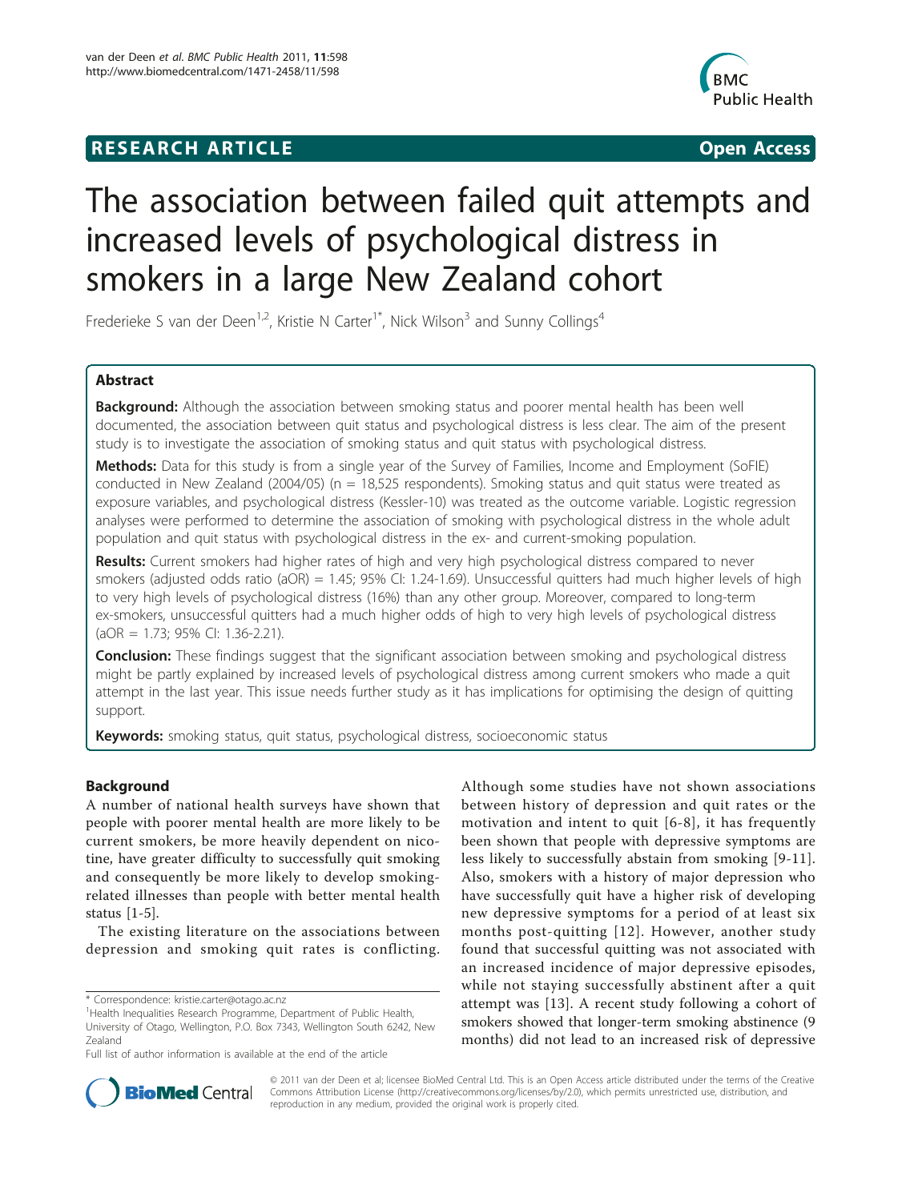RESEARCH ARTICLE **Open Access**

# The association between failed quit attempts and increased levels of psychological distress in smokers in a large New Zealand cohort

Frederieke S van der Deen[1,2], Kristie N Carter[1*], Nick Wilson[3] and Sunny Collings[4]

## Abstract

**Background:** Although the association between smoking status and poorer mental health has been well documented, the association between quit status and psychological distress is less clear. The aim of the present study is to investigate the association of smoking status and quit status with psychological distress.

**Methods:** Data for this study is from a single year of the Survey of Families, Income and Employment (SoFIE) conducted in New Zealand (2004/05) (n = 18,525 respondents). Smoking status and quit status were treated as exposure variables, and psychological distress (Kessler-10) was treated as the outcome variable. Logistic regression analyses were performed to determine the association of smoking with psychological distress in the whole adult population and quit status with psychological distress in the ex- and current-smoking population.

**Results:** Current smokers had higher rates of high and very high psychological distress compared to never smokers (adjusted odds ratio (aOR) = 1.45; 95% CI: 1.24-1.69). Unsuccessful quitters had much higher levels of high to very high levels of psychological distress (16%) than any other group. Moreover, compared to long-term ex-smokers, unsuccessful quitters had a much higher odds of high to very high levels of psychological distress (aOR = 1.73; 95% CI: 1.36-2.21).

**Conclusion:** These findings suggest that the significant association between smoking and psychological distress might be partly explained by increased levels of psychological distress among current smokers who made a quit attempt in the last year. This issue needs further study as it has implications for optimising the design of quitting support.

**Keywords:** smoking status, quit status, psychological distress, socioeconomic status

## Background

A number of national health surveys have shown that people with poorer mental health are more likely to be current smokers, be more heavily dependent on nicotine, have greater difficulty to successfully quit smoking and consequently be more likely to develop smoking-related illnesses than people with better mental health status [1-5].

The existing literature on the associations between depression and smoking quit rates is conflicting. Although some studies have not shown associations between history of depression and quit rates or the motivation and intent to quit [6-8], it has frequently been shown that people with depressive symptoms are less likely to successfully abstain from smoking [9-11]. Also, smokers with a history of major depression who have successfully quit have a higher risk of developing new depressive symptoms for a period of at least six months post-quitting [12]. However, another study found that successful quitting was not associated with an increased incidence of major depressive episodes, while not staying successfully abstinent after a quit attempt was [13]. A recent study following a cohort of smokers showed that longer-term smoking abstinence (9 months) did not lead to an increased risk of depressive

\* Correspondence: kristie.carter@otago.ac.nz
[1]Health Inequalities Research Programme, Department of Public Health, University of Otago, Wellington, P.O. Box 7343, Wellington South 6242, New Zealand
Full list of author information is available at the end of the article

© 2011 van der Deen et al; licensee BioMed Central Ltd. This is an Open Access article distributed under the terms of the Creative Commons Attribution License (http://creativecommons.org/licenses/by/2.0), which permits unrestricted use, distribution, and reproduction in any medium, provided the original work is properly cited.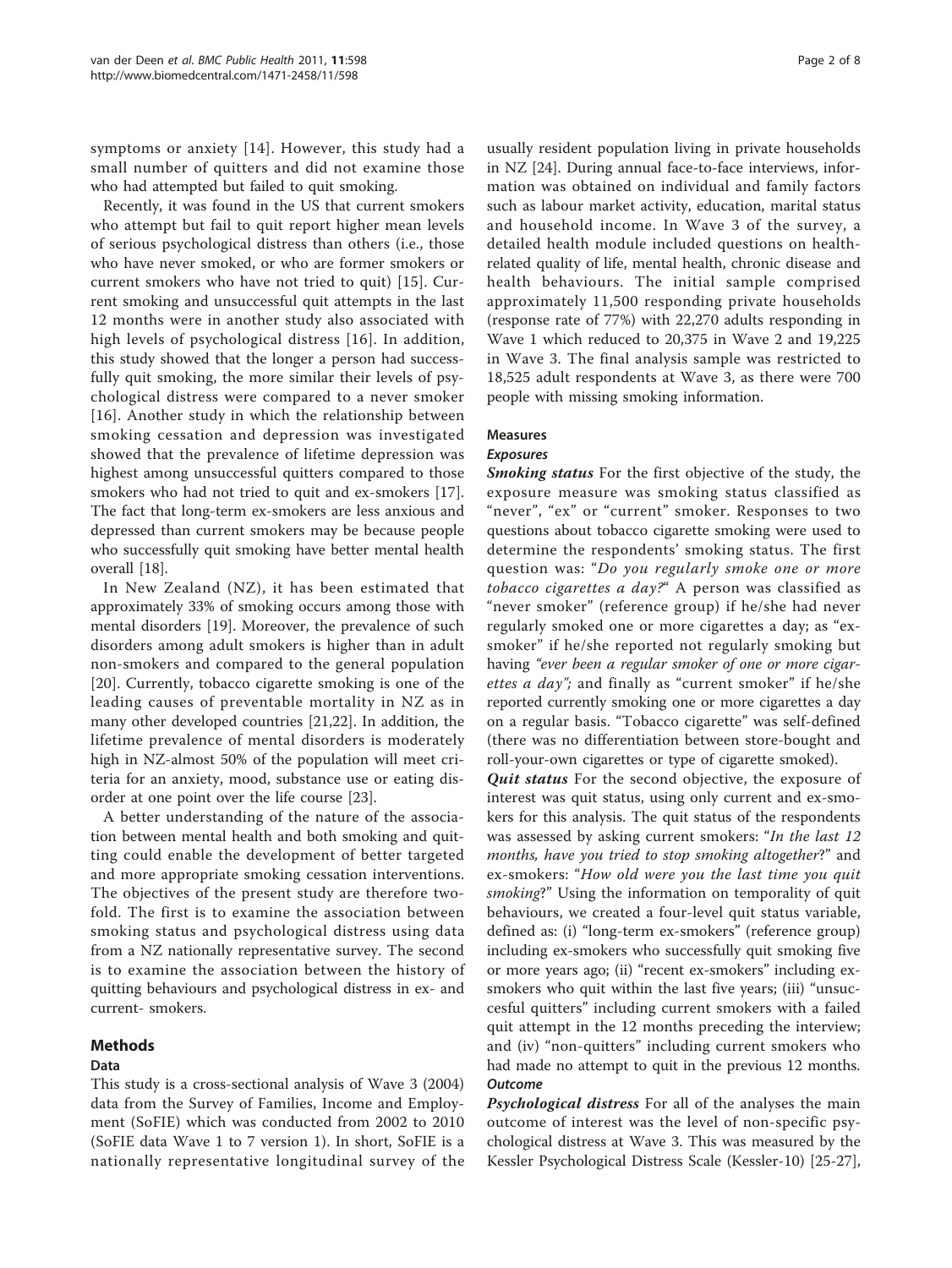symptoms or anxiety [14]. However, this study had a small number of quitters and did not examine those who had attempted but failed to quit smoking.

Recently, it was found in the US that current smokers who attempt but fail to quit report higher mean levels of serious psychological distress than others (i.e., those who have never smoked, or who are former smokers or current smokers who have not tried to quit) [15]. Current smoking and unsuccessful quit attempts in the last 12 months were in another study also associated with high levels of psychological distress [16]. In addition, this study showed that the longer a person had successfully quit smoking, the more similar their levels of psychological distress were compared to a never smoker [16]. Another study in which the relationship between smoking cessation and depression was investigated showed that the prevalence of lifetime depression was highest among unsuccessful quitters compared to those smokers who had not tried to quit and ex-smokers [17]. The fact that long-term ex-smokers are less anxious and depressed than current smokers may be because people who successfully quit smoking have better mental health overall [18].

In New Zealand (NZ), it has been estimated that approximately 33% of smoking occurs among those with mental disorders [19]. Moreover, the prevalence of such disorders among adult smokers is higher than in adult non-smokers and compared to the general population [20]. Currently, tobacco cigarette smoking is one of the leading causes of preventable mortality in NZ as in many other developed countries [21,22]. In addition, the lifetime prevalence of mental disorders is moderately high in NZ-almost 50% of the population will meet criteria for an anxiety, mood, substance use or eating disorder at one point over the life course [23].

A better understanding of the nature of the association between mental health and both smoking and quitting could enable the development of better targeted and more appropriate smoking cessation interventions. The objectives of the present study are therefore twofold. The first is to examine the association between smoking status and psychological distress using data from a NZ nationally representative survey. The second is to examine the association between the history of quitting behaviours and psychological distress in ex- and current- smokers.

## Methods

### Data

This study is a cross-sectional analysis of Wave 3 (2004) data from the Survey of Families, Income and Employment (SoFIE) which was conducted from 2002 to 2010 (SoFIE data Wave 1 to 7 version 1). In short, SoFIE is a nationally representative longitudinal survey of the usually resident population living in private households in NZ [24]. During annual face-to-face interviews, information was obtained on individual and family factors such as labour market activity, education, marital status and household income. In Wave 3 of the survey, a detailed health module included questions on health-related quality of life, mental health, chronic disease and health behaviours. The initial sample comprised approximately 11,500 responding private households (response rate of 77%) with 22,270 adults responding in Wave 1 which reduced to 20,375 in Wave 2 and 19,225 in Wave 3. The final analysis sample was restricted to 18,525 adult respondents at Wave 3, as there were 700 people with missing smoking information.

### Measures

#### Exposures

***Smoking status*** For the first objective of the study, the exposure measure was smoking status classified as "never", "ex" or "current" smoker. Responses to two questions about tobacco cigarette smoking were used to determine the respondents' smoking status. The first question was: "*Do you regularly smoke one or more tobacco cigarettes a day?*" A person was classified as "never smoker" (reference group) if he/she had never regularly smoked one or more cigarettes a day; as "ex-smoker" if he/she reported not regularly smoking but having *"ever been a regular smoker of one or more cigarettes a day";* and finally as "current smoker" if he/she reported currently smoking one or more cigarettes a day on a regular basis. "Tobacco cigarette" was self-defined (there was no differentiation between store-bought and roll-your-own cigarettes or type of cigarette smoked).

***Quit status*** For the second objective, the exposure of interest was quit status, using only current and ex-smokers for this analysis. The quit status of the respondents was assessed by asking current smokers: "*In the last 12 months, have you tried to stop smoking altogether*?" and ex-smokers: "*How old were you the last time you quit smoking*?" Using the information on temporality of quit behaviours, we created a four-level quit status variable, defined as: (i) "long-term ex-smokers" (reference group) including ex-smokers who successfully quit smoking five or more years ago; (ii) "recent ex-smokers" including ex-smokers who quit within the last five years; (iii) "unsuccesful quitters" including current smokers with a failed quit attempt in the 12 months preceding the interview; and (iv) "non-quitters" including current smokers who had made no attempt to quit in the previous 12 months.

#### Outcome

***Psychological distress*** For all of the analyses the main outcome of interest was the level of non-specific psychological distress at Wave 3. This was measured by the Kessler Psychological Distress Scale (Kessler-10) [25-27],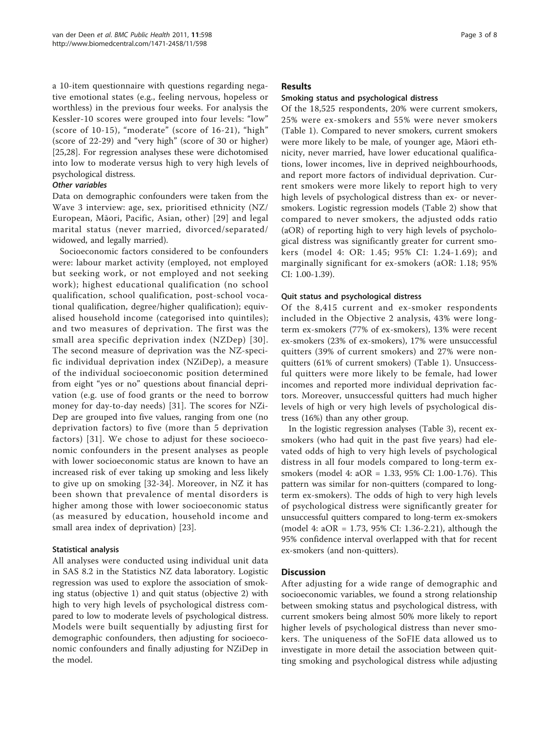a 10-item questionnaire with questions regarding negative emotional states (e.g., feeling nervous, hopeless or worthless) in the previous four weeks. For analysis the Kessler-10 scores were grouped into four levels: "low" (score of 10-15), "moderate" (score of 16-21), "high" (score of 22-29) and "very high" (score of 30 or higher) [25,28]. For regression analyses these were dichotomised into low to moderate versus high to very high levels of psychological distress.

#### *Other variables*

Data on demographic confounders were taken from the Wave 3 interview: age, sex, prioritised ethnicity (NZ/European, Māori, Pacific, Asian, other) [29] and legal marital status (never married, divorced/separated/widowed, and legally married).

Socioeconomic factors considered to be confounders were: labour market activity (employed, not employed but seeking work, or not employed and not seeking work); highest educational qualification (no school qualification, school qualification, post-school vocational qualification, degree/higher qualification); equivalised household income (categorised into quintiles); and two measures of deprivation. The first was the small area specific deprivation index (NZDep) [30]. The second measure of deprivation was the NZ-specific individual deprivation index (NZiDep), a measure of the individual socioeconomic position determined from eight "yes or no" questions about financial deprivation (e.g. use of food grants or the need to borrow money for day-to-day needs) [31]. The scores for NZiDep are grouped into five values, ranging from one (no deprivation factors) to five (more than 5 deprivation factors) [31]. We chose to adjust for these socioeconomic confounders in the present analyses as people with lower socioeconomic status are known to have an increased risk of ever taking up smoking and less likely to give up on smoking [32-34]. Moreover, in NZ it has been shown that prevalence of mental disorders is higher among those with lower socioeconomic status (as measured by education, household income and small area index of deprivation) [23].

### Statistical analysis

All analyses were conducted using individual unit data in SAS 8.2 in the Statistics NZ data laboratory. Logistic regression was used to explore the association of smoking status (objective 1) and quit status (objective 2) with high to very high levels of psychological distress compared to low to moderate levels of psychological distress. Models were built sequentially by adjusting first for demographic confounders, then adjusting for socioeconomic confounders and finally adjusting for NZiDep in the model.

## Results

### Smoking status and psychological distress

Of the 18,525 respondents, 20% were current smokers, 25% were ex-smokers and 55% were never smokers (Table 1). Compared to never smokers, current smokers were more likely to be male, of younger age, Māori ethnicity, never married, have lower educational qualifications, lower incomes, live in deprived neighbourhoods, and report more factors of individual deprivation. Current smokers were more likely to report high to very high levels of psychological distress than ex- or never-smokers. Logistic regression models (Table 2) show that compared to never smokers, the adjusted odds ratio (aOR) of reporting high to very high levels of psychological distress was significantly greater for current smokers (model 4: OR: 1.45; 95% CI: 1.24-1.69); and marginally significant for ex-smokers (aOR: 1.18; 95% CI: 1.00-1.39).

### Quit status and psychological distress

Of the 8,415 current and ex-smoker respondents included in the Objective 2 analysis, 43% were long-term ex-smokers (77% of ex-smokers), 13% were recent ex-smokers (23% of ex-smokers), 17% were unsuccessful quitters (39% of current smokers) and 27% were non-quitters (61% of current smokers) (Table 1). Unsuccessful quitters were more likely to be female, had lower incomes and reported more individual deprivation factors. Moreover, unsuccessful quitters had much higher levels of high or very high levels of psychological distress (16%) than any other group.

In the logistic regression analyses (Table 3), recent ex-smokers (who had quit in the past five years) had elevated odds of high to very high levels of psychological distress in all four models compared to long-term ex-smokers (model 4: aOR = 1.33, 95% CI: 1.00-1.76). This pattern was similar for non-quitters (compared to long-term ex-smokers). The odds of high to very high levels of psychological distress were significantly greater for unsuccessful quitters compared to long-term ex-smokers (model 4: aOR = 1.73, 95% CI: 1.36-2.21), although the 95% confidence interval overlapped with that for recent ex-smokers (and non-quitters).

## Discussion

After adjusting for a wide range of demographic and socioeconomic variables, we found a strong relationship between smoking status and psychological distress, with current smokers being almost 50% more likely to report higher levels of psychological distress than never smokers. The uniqueness of the SoFIE data allowed us to investigate in more detail the association between quitting smoking and psychological distress while adjusting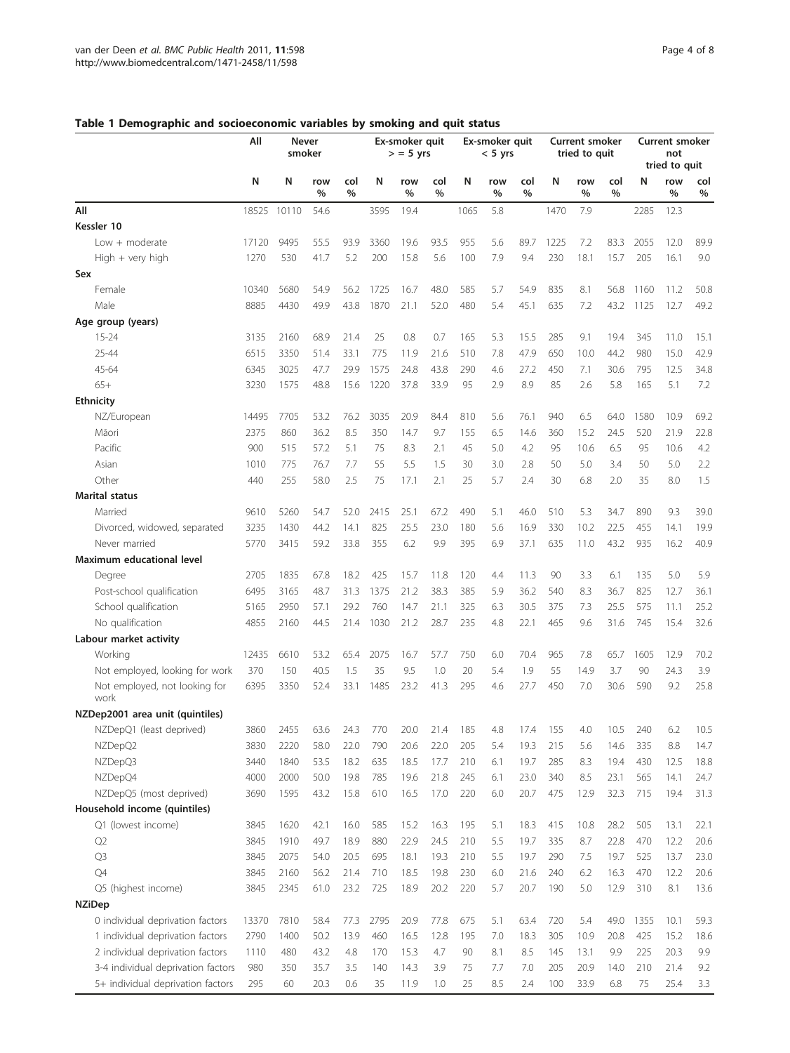## Table 1 Demographic and socioeconomic variables by smoking and quit status

| | All | Never smoker | | | Ex-smoker quit > = 5 yrs | | | Ex-smoker quit < 5 yrs | | | Current smoker tried to quit | | | Current smoker not tried to quit | | |
|---|---|---|---|---|---|---|---|---|---|---|---|---|---|---|---|---|
| | N | N | row % | col % | N | row % | col % | N | row % | col % | N | row % | col % | N | row % | col % |
| **All** | 18525 | 10110 | 54.6 | | 3595 | 19.4 | | 1065 | 5.8 | | 1470 | 7.9 | | 2285 | 12.3 | |
| **Kessler 10** | | | | | | | | | | | | | | | | |
| Low + moderate | 17120 | 9495 | 55.5 | 93.9 | 3360 | 19.6 | 93.5 | 955 | 5.6 | 89.7 | 1225 | 7.2 | 83.3 | 2055 | 12.0 | 89.9 |
| High + very high | 1270 | 530 | 41.7 | 5.2 | 200 | 15.8 | 5.6 | 100 | 7.9 | 9.4 | 230 | 18.1 | 15.7 | 205 | 16.1 | 9.0 |
| **Sex** | | | | | | | | | | | | | | | | |
| Female | 10340 | 5680 | 54.9 | 56.2 | 1725 | 16.7 | 48.0 | 585 | 5.7 | 54.9 | 835 | 8.1 | 56.8 | 1160 | 11.2 | 50.8 |
| Male | 8885 | 4430 | 49.9 | 43.8 | 1870 | 21.1 | 52.0 | 480 | 5.4 | 45.1 | 635 | 7.2 | 43.2 | 1125 | 12.7 | 49.2 |
| **Age group (years)** | | | | | | | | | | | | | | | | |
| 15-24 | 3135 | 2160 | 68.9 | 21.4 | 25 | 0.8 | 0.7 | 165 | 5.3 | 15.5 | 285 | 9.1 | 19.4 | 345 | 11.0 | 15.1 |
| 25-44 | 6515 | 3350 | 51.4 | 33.1 | 775 | 11.9 | 21.6 | 510 | 7.8 | 47.9 | 650 | 10.0 | 44.2 | 980 | 15.0 | 42.9 |
| 45-64 | 6345 | 3025 | 47.7 | 29.9 | 1575 | 24.8 | 43.8 | 290 | 4.6 | 27.2 | 450 | 7.1 | 30.6 | 795 | 12.5 | 34.8 |
| 65+ | 3230 | 1575 | 48.8 | 15.6 | 1220 | 37.8 | 33.9 | 95 | 2.9 | 8.9 | 85 | 2.6 | 5.8 | 165 | 5.1 | 7.2 |
| **Ethnicity** | | | | | | | | | | | | | | | | |
| NZ/European | 14495 | 7705 | 53.2 | 76.2 | 3035 | 20.9 | 84.4 | 810 | 5.6 | 76.1 | 940 | 6.5 | 64.0 | 1580 | 10.9 | 69.2 |
| Māori | 2375 | 860 | 36.2 | 8.5 | 350 | 14.7 | 9.7 | 155 | 6.5 | 14.6 | 360 | 15.2 | 24.5 | 520 | 21.9 | 22.8 |
| Pacific | 900 | 515 | 57.2 | 5.1 | 75 | 8.3 | 2.1 | 45 | 5.0 | 4.2 | 95 | 10.6 | 6.5 | 95 | 10.6 | 4.2 |
| Asian | 1010 | 775 | 76.7 | 7.7 | 55 | 5.5 | 1.5 | 30 | 3.0 | 2.8 | 50 | 5.0 | 3.4 | 50 | 5.0 | 2.2 |
| Other | 440 | 255 | 58.0 | 2.5 | 75 | 17.1 | 2.1 | 25 | 5.7 | 2.4 | 30 | 6.8 | 2.0 | 35 | 8.0 | 1.5 |
| **Marital status** | | | | | | | | | | | | | | | | |
| Married | 9610 | 5260 | 54.7 | 52.0 | 2415 | 25.1 | 67.2 | 490 | 5.1 | 46.0 | 510 | 5.3 | 34.7 | 890 | 9.3 | 39.0 |
| Divorced, widowed, separated | 3235 | 1430 | 44.2 | 14.1 | 825 | 25.5 | 23.0 | 180 | 5.6 | 16.9 | 330 | 10.2 | 22.5 | 455 | 14.1 | 19.9 |
| Never married | 5770 | 3415 | 59.2 | 33.8 | 355 | 6.2 | 9.9 | 395 | 6.9 | 37.1 | 635 | 11.0 | 43.2 | 935 | 16.2 | 40.9 |
| **Maximum educational level** | | | | | | | | | | | | | | | | |
| Degree | 2705 | 1835 | 67.8 | 18.2 | 425 | 15.7 | 11.8 | 120 | 4.4 | 11.3 | 90 | 3.3 | 6.1 | 135 | 5.0 | 5.9 |
| Post-school qualification | 6495 | 3165 | 48.7 | 31.3 | 1375 | 21.2 | 38.3 | 385 | 5.9 | 36.2 | 540 | 8.3 | 36.7 | 825 | 12.7 | 36.1 |
| School qualification | 5165 | 2950 | 57.1 | 29.2 | 760 | 14.7 | 21.1 | 325 | 6.3 | 30.5 | 375 | 7.3 | 25.5 | 575 | 11.1 | 25.2 |
| No qualification | 4855 | 2160 | 44.5 | 21.4 | 1030 | 21.2 | 28.7 | 235 | 4.8 | 22.1 | 465 | 9.6 | 31.6 | 745 | 15.4 | 32.6 |
| **Labour market activity** | | | | | | | | | | | | | | | | |
| Working | 12435 | 6610 | 53.2 | 65.4 | 2075 | 16.7 | 57.7 | 750 | 6.0 | 70.4 | 965 | 7.8 | 65.7 | 1605 | 12.9 | 70.2 |
| Not employed, looking for work | 370 | 150 | 40.5 | 1.5 | 35 | 9.5 | 1.0 | 20 | 5.4 | 1.9 | 55 | 14.9 | 3.7 | 90 | 24.3 | 3.9 |
| Not employed, not looking for work | 6395 | 3350 | 52.4 | 33.1 | 1485 | 23.2 | 41.3 | 295 | 4.6 | 27.7 | 450 | 7.0 | 30.6 | 590 | 9.2 | 25.8 |
| **NZDep2001 area unit (quintiles)** | | | | | | | | | | | | | | | | |
| NZDepQ1 (least deprived) | 3860 | 2455 | 63.6 | 24.3 | 770 | 20.0 | 21.4 | 185 | 4.8 | 17.4 | 155 | 4.0 | 10.5 | 240 | 6.2 | 10.5 |
| NZDepQ2 | 3830 | 2220 | 58.0 | 22.0 | 790 | 20.6 | 22.0 | 205 | 5.4 | 19.3 | 215 | 5.6 | 14.6 | 335 | 8.8 | 14.7 |
| NZDepQ3 | 3440 | 1840 | 53.5 | 18.2 | 635 | 18.5 | 17.7 | 210 | 6.1 | 19.7 | 285 | 8.3 | 19.4 | 430 | 12.5 | 18.8 |
| NZDepQ4 | 4000 | 2000 | 50.0 | 19.8 | 785 | 19.6 | 21.8 | 245 | 6.1 | 23.0 | 340 | 8.5 | 23.1 | 565 | 14.1 | 24.7 |
| NZDepQ5 (most deprived) | 3690 | 1595 | 43.2 | 15.8 | 610 | 16.5 | 17.0 | 220 | 6.0 | 20.7 | 475 | 12.9 | 32.3 | 715 | 19.4 | 31.3 |
| **Household income (quintiles)** | | | | | | | | | | | | | | | | |
| Q1 (lowest income) | 3845 | 1620 | 42.1 | 16.0 | 585 | 15.2 | 16.3 | 195 | 5.1 | 18.3 | 415 | 10.8 | 28.2 | 505 | 13.1 | 22.1 |
| Q2 | 3845 | 1910 | 49.7 | 18.9 | 880 | 22.9 | 24.5 | 210 | 5.5 | 19.7 | 335 | 8.7 | 22.8 | 470 | 12.2 | 20.6 |
| Q3 | 3845 | 2075 | 54.0 | 20.5 | 695 | 18.1 | 19.3 | 210 | 5.5 | 19.7 | 290 | 7.5 | 19.7 | 525 | 13.7 | 23.0 |
| Q4 | 3845 | 2160 | 56.2 | 21.4 | 710 | 18.5 | 19.8 | 230 | 6.0 | 21.6 | 240 | 6.2 | 16.3 | 470 | 12.2 | 20.6 |
| Q5 (highest income) | 3845 | 2345 | 61.0 | 23.2 | 725 | 18.9 | 20.2 | 220 | 5.7 | 20.7 | 190 | 5.0 | 12.9 | 310 | 8.1 | 13.6 |
| **NZiDep** | | | | | | | | | | | | | | | | |
| 0 individual deprivation factors | 13370 | 7810 | 58.4 | 77.3 | 2795 | 20.9 | 77.8 | 675 | 5.1 | 63.4 | 720 | 5.4 | 49.0 | 1355 | 10.1 | 59.3 |
| 1 individual deprivation factors | 2790 | 1400 | 50.2 | 13.9 | 460 | 16.5 | 12.8 | 195 | 7.0 | 18.3 | 305 | 10.9 | 20.8 | 425 | 15.2 | 18.6 |
| 2 individual deprivation factors | 1110 | 480 | 43.2 | 4.8 | 170 | 15.3 | 4.7 | 90 | 8.1 | 8.5 | 145 | 13.1 | 9.9 | 225 | 20.3 | 9.9 |
| 3-4 individual deprivation factors | 980 | 350 | 35.7 | 3.5 | 140 | 14.3 | 3.9 | 75 | 7.7 | 7.0 | 205 | 20.9 | 14.0 | 210 | 21.4 | 9.2 |
| 5+ individual deprivation factors | 295 | 60 | 20.3 | 0.6 | 35 | 11.9 | 1.0 | 25 | 8.5 | 2.4 | 100 | 33.9 | 6.8 | 75 | 25.4 | 3.3 |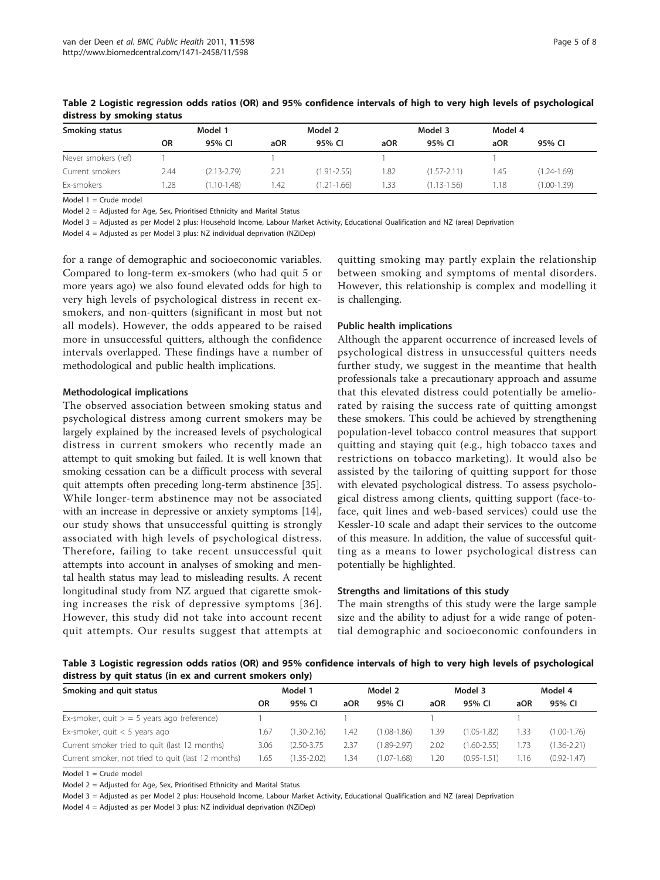**Table 2 Logistic regression odds ratios (OR) and 95% confidence intervals of high to very high levels of psychological distress by smoking status**

| Smoking status | Model 1 | | Model 2 | | Model 3 | | Model 4 | |
|---|---|---|---|---|---|---|---|---|
| | OR | 95% CI | aOR | 95% CI | aOR | 95% CI | aOR | 95% CI |
| Never smokers (ref) | 1 | | 1 | | 1 | | 1 | |
| Current smokers | 2.44 | (2.13-2.79) | 2.21 | (1.91-2.55) | 1.82 | (1.57-2.11) | 1.45 | (1.24-1.69) |
| Ex-smokers | 1.28 | (1.10-1.48) | 1.42 | (1.21-1.66) | 1.33 | (1.13-1.56) | 1.18 | (1.00-1.39) |

Model 1 = Crude model

Model 2 = Adjusted for Age, Sex, Prioritised Ethnicity and Marital Status

Model 3 = Adjusted as per Model 2 plus: Household Income, Labour Market Activity, Educational Qualification and NZ (area) Deprivation

Model 4 = Adjusted as per Model 3 plus: NZ individual deprivation (NZiDep)

for a range of demographic and socioeconomic variables. Compared to long-term ex-smokers (who had quit 5 or more years ago) we also found elevated odds for high to very high levels of psychological distress in recent ex-smokers, and non-quitters (significant in most but not all models). However, the odds appeared to be raised more in unsuccessful quitters, although the confidence intervals overlapped. These findings have a number of methodological and public health implications.

### Methodological implications

The observed association between smoking status and psychological distress among current smokers may be largely explained by the increased levels of psychological distress in current smokers who recently made an attempt to quit smoking but failed. It is well known that smoking cessation can be a difficult process with several quit attempts often preceding long-term abstinence [35]. While longer-term abstinence may not be associated with an increase in depressive or anxiety symptoms [14], our study shows that unsuccessful quitting is strongly associated with high levels of psychological distress. Therefore, failing to take recent unsuccessful quit attempts into account in analyses of smoking and mental health status may lead to misleading results. A recent longitudinal study from NZ argued that cigarette smoking increases the risk of depressive symptoms [36]. However, this study did not take into account recent quit attempts. Our results suggest that attempts at quitting smoking may partly explain the relationship between smoking and symptoms of mental disorders. However, this relationship is complex and modelling it is challenging.

### Public health implications

Although the apparent occurrence of increased levels of psychological distress in unsuccessful quitters needs further study, we suggest in the meantime that health professionals take a precautionary approach and assume that this elevated distress could potentially be ameliorated by raising the success rate of quitting amongst these smokers. This could be achieved by strengthening population-level tobacco control measures that support quitting and staying quit (e.g., high tobacco taxes and restrictions on tobacco marketing). It would also be assisted by the tailoring of quitting support for those with elevated psychological distress. To assess psychological distress among clients, quitting support (face-to-face, quit lines and web-based services) could use the Kessler-10 scale and adapt their services to the outcome of this measure. In addition, the value of successful quitting as a means to lower psychological distress can potentially be highlighted.

### Strengths and limitations of this study

The main strengths of this study were the large sample size and the ability to adjust for a wide range of potential demographic and socioeconomic confounders in

**Table 3 Logistic regression odds ratios (OR) and 95% confidence intervals of high to very high levels of psychological distress by quit status (in ex and current smokers only)**

| Smoking and quit status | Model 1 | | Model 2 | | Model 3 | | Model 4 | |
|---|---|---|---|---|---|---|---|---|
| | OR | 95% CI | aOR | 95% CI | aOR | 95% CI | aOR | 95% CI |
| Ex-smoker, quit > = 5 years ago (reference) | 1 | | 1 | | 1 | | 1 | |
| Ex-smoker, quit < 5 years ago | 1.67 | (1.30-2.16) | 1.42 | (1.08-1.86) | 1.39 | (1.05-1.82) | 1.33 | (1.00-1.76) |
| Current smoker tried to quit (last 12 months) | 3.06 | (2.50-3.75) | 2.37 | (1.89-2.97) | 2.02 | (1.60-2.55) | 1.73 | (1.36-2.21) |
| Current smoker, not tried to quit (last 12 months) | 1.65 | (1.35-2.02) | 1.34 | (1.07-1.68) | 1.20 | (0.95-1.51) | 1.16 | (0.92-1.47) |

Model 1 = Crude model

Model 2 = Adjusted for Age, Sex, Prioritised Ethnicity and Marital Status

Model 3 = Adjusted as per Model 2 plus: Household Income, Labour Market Activity, Educational Qualification and NZ (area) Deprivation

Model 4 = Adjusted as per Model 3 plus: NZ individual deprivation (NZiDep)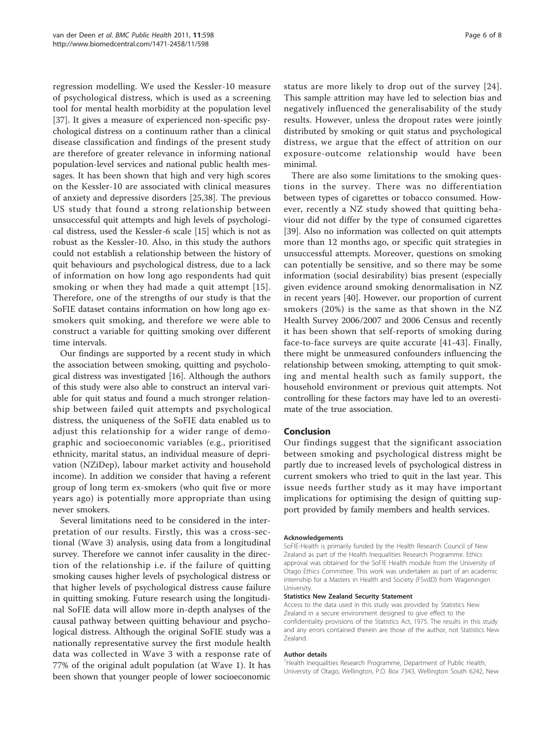regression modelling. We used the Kessler-10 measure of psychological distress, which is used as a screening tool for mental health morbidity at the population level [37]. It gives a measure of experienced non-specific psychological distress on a continuum rather than a clinical disease classification and findings of the present study are therefore of greater relevance in informing national population-level services and national public health messages. It has been shown that high and very high scores on the Kessler-10 are associated with clinical measures of anxiety and depressive disorders [25,38]. The previous US study that found a strong relationship between unsuccessful quit attempts and high levels of psychological distress, used the Kessler-6 scale [15] which is not as robust as the Kessler-10. Also, in this study the authors could not establish a relationship between the history of quit behaviours and psychological distress, due to a lack of information on how long ago respondents had quit smoking or when they had made a quit attempt [15]. Therefore, one of the strengths of our study is that the SoFIE dataset contains information on how long ago ex-smokers quit smoking, and therefore we were able to construct a variable for quitting smoking over different time intervals.

Our findings are supported by a recent study in which the association between smoking, quitting and psychological distress was investigated [16]. Although the authors of this study were also able to construct an interval variable for quit status and found a much stronger relationship between failed quit attempts and psychological distress, the uniqueness of the SoFIE data enabled us to adjust this relationship for a wider range of demographic and socioeconomic variables (e.g., prioritised ethnicity, marital status, an individual measure of deprivation (NZiDep), labour market activity and household income). In addition we consider that having a referent group of long term ex-smokers (who quit five or more years ago) is potentially more appropriate than using never smokers.

Several limitations need to be considered in the interpretation of our results. Firstly, this was a cross-sectional (Wave 3) analysis, using data from a longitudinal survey. Therefore we cannot infer causality in the direction of the relationship i.e. if the failure of quitting smoking causes higher levels of psychological distress or that higher levels of psychological distress cause failure in quitting smoking. Future research using the longitudinal SoFIE data will allow more in-depth analyses of the causal pathway between quitting behaviour and psychological distress. Although the original SoFIE study was a nationally representative survey the first module health data was collected in Wave 3 with a response rate of 77% of the original adult population (at Wave 1). It has been shown that younger people of lower socioeconomic status are more likely to drop out of the survey [24]. This sample attrition may have led to selection bias and negatively influenced the generalisability of the study results. However, unless the dropout rates were jointly distributed by smoking or quit status and psychological distress, we argue that the effect of attrition on our exposure-outcome relationship would have been minimal.

There are also some limitations to the smoking questions in the survey. There was no differentiation between types of cigarettes or tobacco consumed. However, recently a NZ study showed that quitting behaviour did not differ by the type of consumed cigarettes [39]. Also no information was collected on quit attempts more than 12 months ago, or specific quit strategies in unsuccessful attempts. Moreover, questions on smoking can potentially be sensitive, and so there may be some information (social desirability) bias present (especially given evidence around smoking denormalisation in NZ in recent years [40]. However, our proportion of current smokers (20%) is the same as that shown in the NZ Health Survey 2006/2007 and 2006 Census and recently it has been shown that self-reports of smoking during face-to-face surveys are quite accurate [41-43]. Finally, there might be unmeasured confounders influencing the relationship between smoking, attempting to quit smoking and mental health such as family support, the household environment or previous quit attempts. Not controlling for these factors may have led to an overestimate of the true association.

## Conclusion

Our findings suggest that the significant association between smoking and psychological distress might be partly due to increased levels of psychological distress in current smokers who tried to quit in the last year. This issue needs further study as it may have important implications for optimising the design of quitting support provided by family members and health services.

#### Acknowledgements

SoFIE-Health is primarily funded by the Health Research Council of New Zealand as part of the Health Inequalities Research Programme. Ethics approval was obtained for the SoFIE Health module from the University of Otago Ethics Committee. This work was undertaken as part of an academic internship for a Masters in Health and Society (FSvdD) from Wageningen University.

#### Statistics New Zealand Security Statement

Access to the data used in this study was provided by Statistics New Zealand in a secure environment designed to give effect to the confidentiality provisions of the Statistics Act, 1975. The results in this study and any errors contained therein are those of the author, not Statistics New Zealand.

#### Author details

[1]Health Inequalities Research Programme, Department of Public Health, University of Otago, Wellington, P.O. Box 7343, Wellington South 6242, New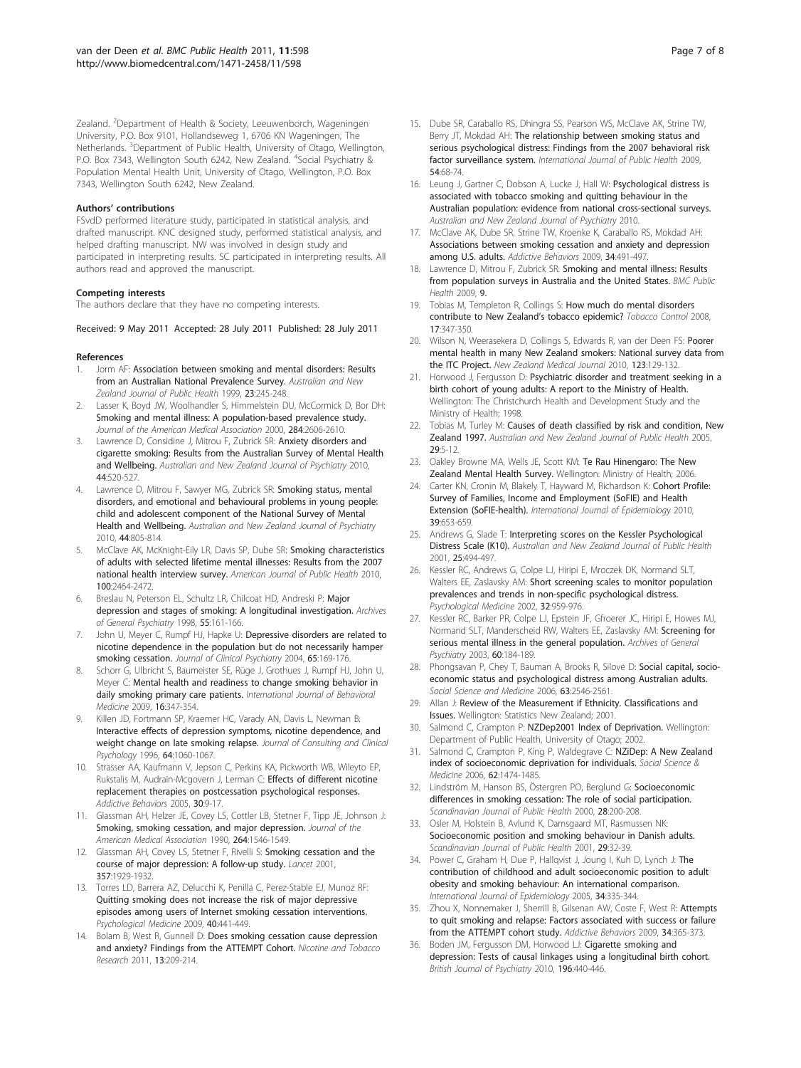Zealand. [2]Department of Health & Society, Leeuwenborch, Wageningen University, P.O. Box 9101, Hollandseweg 1, 6706 KN Wageningen, The Netherlands. [3]Department of Public Health, University of Otago, Wellington, P.O. Box 7343, Wellington South 6242, New Zealand. [4]Social Psychiatry & Population Mental Health Unit, University of Otago, Wellington, P.O. Box 7343, Wellington South 6242, New Zealand.

#### Authors' contributions

FSvdD performed literature study, participated in statistical analysis, and drafted manuscript. KNC designed study, performed statistical analysis, and helped drafting manuscript. NW was involved in design study and participated in interpreting results. SC participated in interpreting results. All authors read and approved the manuscript.

#### Competing interests

The authors declare that they have no competing interests.

Received: 9 May 2011 Accepted: 28 July 2011 Published: 28 July 2011

#### References

1. Jorm AF: **Association between smoking and mental disorders: Results from an Australian National Prevalence Survey.** *Australian and New Zealand Journal of Public Health* 1999, **23**:245-248.
2. Lasser K, Boyd JW, Woolhandler S, Himmelstein DU, McCormick D, Bor DH: **Smoking and mental illness: A population-based prevalence study.** *Journal of the American Medical Association* 2000, **284**:2606-2610.
3. Lawrence D, Considine J, Mitrou F, Zubrick SR: **Anxiety disorders and cigarette smoking: Results from the Australian Survey of Mental Health and Wellbeing.** *Australian and New Zealand Journal of Psychiatry* 2010, **44**:520-527.
4. Lawrence D, Mitrou F, Sawyer MG, Zubrick SR: **Smoking status, mental disorders, and emotional and behavioural problems in young people: child and adolescent component of the National Survey of Mental Health and Wellbeing.** *Australian and New Zealand Journal of Psychiatry* 2010, **44**:805-814.
5. McClave AK, McKnight-Eily LR, Davis SP, Dube SR: **Smoking characteristics of adults with selected lifetime mental illnesses: Results from the 2007 national health interview survey.** *American Journal of Public Health* 2010, **100**:2464-2472.
6. Breslau N, Peterson EL, Schultz LR, Chilcoat HD, Andreski P: **Major depression and stages of smoking: A longitudinal investigation.** *Archives of General Psychiatry* 1998, **55**:161-166.
7. John U, Meyer C, Rumpf HJ, Hapke U: **Depressive disorders are related to nicotine dependence in the population but do not necessarily hamper smoking cessation.** *Journal of Clinical Psychiatry* 2004, **65**:169-176.
8. Schorr G, Ulbricht S, Baumeister SE, Rüge J, Grothues J, Rumpf HJ, John U, Meyer C: **Mental health and readiness to change smoking behavior in daily smoking primary care patients.** *International Journal of Behavioral Medicine* 2009, **16**:347-354.
9. Killen JD, Fortmann SP, Kraemer HC, Varady AN, Davis L, Newman B: **Interactive effects of depression symptoms, nicotine dependence, and weight change on late smoking relapse.** *Journal of Consulting and Clinical Psychology* 1996, **64**:1060-1067.
10. Strasser AA, Kaufmann V, Jepson C, Perkins KA, Pickworth WB, Wileyto EP, Rukstalis M, Audrain-Mcgovern J, Lerman C: **Effects of different nicotine replacement therapies on postcessation psychological responses.** *Addictive Behaviors* 2005, **30**:9-17.
11. Glassman AH, Helzer JE, Covey LS, Cottler LB, Stetner F, Tipp JE, Johnson J: **Smoking, smoking cessation, and major depression.** *Journal of the American Medical Association* 1990, **264**:1546-1549.
12. Glassman AH, Covey LS, Stetner F, Rivelli S: **Smoking cessation and the course of major depression: A follow-up study.** *Lancet* 2001, **357**:1929-1932.
13. Torres LD, Barrera AZ, Delucchi K, Penilla C, Perez-Stable EJ, Munoz RF: **Quitting smoking does not increase the risk of major depressive episodes among users of Internet smoking cessation interventions.** *Psychological Medicine* 2009, **40**:441-449.
14. Bolam B, West R, Gunnell D: **Does smoking cessation cause depression and anxiety? Findings from the ATTEMPT Cohort.** *Nicotine and Tobacco Research* 2011, **13**:209-214.
15. Dube SR, Caraballo RS, Dhingra SS, Pearson WS, McClave AK, Strine TW, Berry JT, Mokdad AH: **The relationship between smoking status and serious psychological distress: Findings from the 2007 behavioral risk factor surveillance system.** *International Journal of Public Health* 2009, **54**:68-74.
16. Leung J, Gartner C, Dobson A, Lucke J, Hall W: **Psychological distress is associated with tobacco smoking and quitting behaviour in the Australian population: evidence from national cross-sectional surveys.** *Australian and New Zealand Journal of Psychiatry* 2010.
17. McClave AK, Dube SR, Strine TW, Kroenke K, Caraballo RS, Mokdad AH: **Associations between smoking cessation and anxiety and depression among U.S. adults.** *Addictive Behaviors* 2009, **34**:491-497.
18. Lawrence D, Mitrou F, Zubrick SR: **Smoking and mental illness: Results from population surveys in Australia and the United States.** *BMC Public Health* 2009, **9**.
19. Tobias M, Templeton R, Collings S: **How much do mental disorders contribute to New Zealand's tobacco epidemic?** *Tobacco Control* 2008, **17**:347-350.
20. Wilson N, Weerasekera D, Collings S, Edwards R, van der Deen FS: **Poorer mental health in many New Zealand smokers: National survey data from the ITC Project.** *New Zealand Medical Journal* 2010, **123**:129-132.
21. Horwood J, Fergusson D: **Psychiatric disorder and treatment seeking in a birth cohort of young adults: A report to the Ministry of Health.** Wellington: The Christchurch Health and Development Study and the Ministry of Health; 1998.
22. Tobias M, Turley M: **Causes of death classified by risk and condition, New Zealand 1997.** *Australian and New Zealand Journal of Public Health* 2005, **29**:5-12.
23. Oakley Browne MA, Wells JE, Scott KM: **Te Rau Hinengaro: The New Zealand Mental Health Survey.** Wellington: Ministry of Health; 2006.
24. Carter KN, Cronin M, Blakely T, Hayward M, Richardson K: **Cohort Profile: Survey of Families, Income and Employment (SoFIE) and Health Extension (SoFIE-health).** *International Journal of Epidemiology* 2010, **39**:653-659.
25. Andrews G, Slade T: **Interpreting scores on the Kessler Psychological Distress Scale (K10).** *Australian and New Zealand Journal of Public Health* 2001, **25**:494-497.
26. Kessler RC, Andrews G, Colpe LJ, Hiripi E, Mroczek DK, Normand SLT, Walters EE, Zaslavsky AM: **Short screening scales to monitor population prevalences and trends in non-specific psychological distress.** *Psychological Medicine* 2002, **32**:959-976.
27. Kessler RC, Barker PR, Colpe LJ, Epstein JF, Gfroerer JC, Hiripi E, Howes MJ, Normand SLT, Manderscheid RW, Walters EE, Zaslavsky AM: **Screening for serious mental illness in the general population.** *Archives of General Psychiatry* 2003, **60**:184-189.
28. Phongsavan P, Chey T, Bauman A, Brooks R, Silove D: **Social capital, socio-economic status and psychological distress among Australian adults.** *Social Science and Medicine* 2006, **63**:2546-2561.
29. Allan J: **Review of the Measurement if Ethnicity. Classifications and Issues.** Wellington: Statistics New Zealand; 2001.
30. Salmond C, Crampton P: **NZDep2001 Index of Deprivation.** Wellington: Department of Public Health, University of Otago; 2002.
31. Salmond C, Crampton P, King P, Waldegrave C: **NZiDep: A New Zealand index of socioeconomic deprivation for individuals.** *Social Science & Medicine* 2006, **62**:1474-1485.
32. Lindström M, Hanson BS, Östergren PO, Berglund G: **Socioeconomic differences in smoking cessation: The role of social participation.** *Scandinavian Journal of Public Health* 2000, **28**:200-208.
33. Osler M, Holstein B, Avlund K, Damsgaard MT, Rasmussen NK: **Socioeconomic position and smoking behaviour in Danish adults.** *Scandinavian Journal of Public Health* 2001, **29**:32-39.
34. Power C, Graham H, Due P, Hallqvist J, Joung I, Kuh D, Lynch J: **The contribution of childhood and adult socioeconomic position to adult obesity and smoking behaviour: An international comparison.** *International Journal of Epidemiology* 2005, **34**:335-344.
35. Zhou X, Nonnemaker J, Sherrill B, Gilsenan AW, Coste F, West R: **Attempts to quit smoking and relapse: Factors associated with success or failure from the ATTEMPT cohort study.** *Addictive Behaviors* 2009, **34**:365-373.
36. Boden JM, Fergusson DM, Horwood LJ: **Cigarette smoking and depression: Tests of causal linkages using a longitudinal birth cohort.** *British Journal of Psychiatry* 2010, **196**:440-446.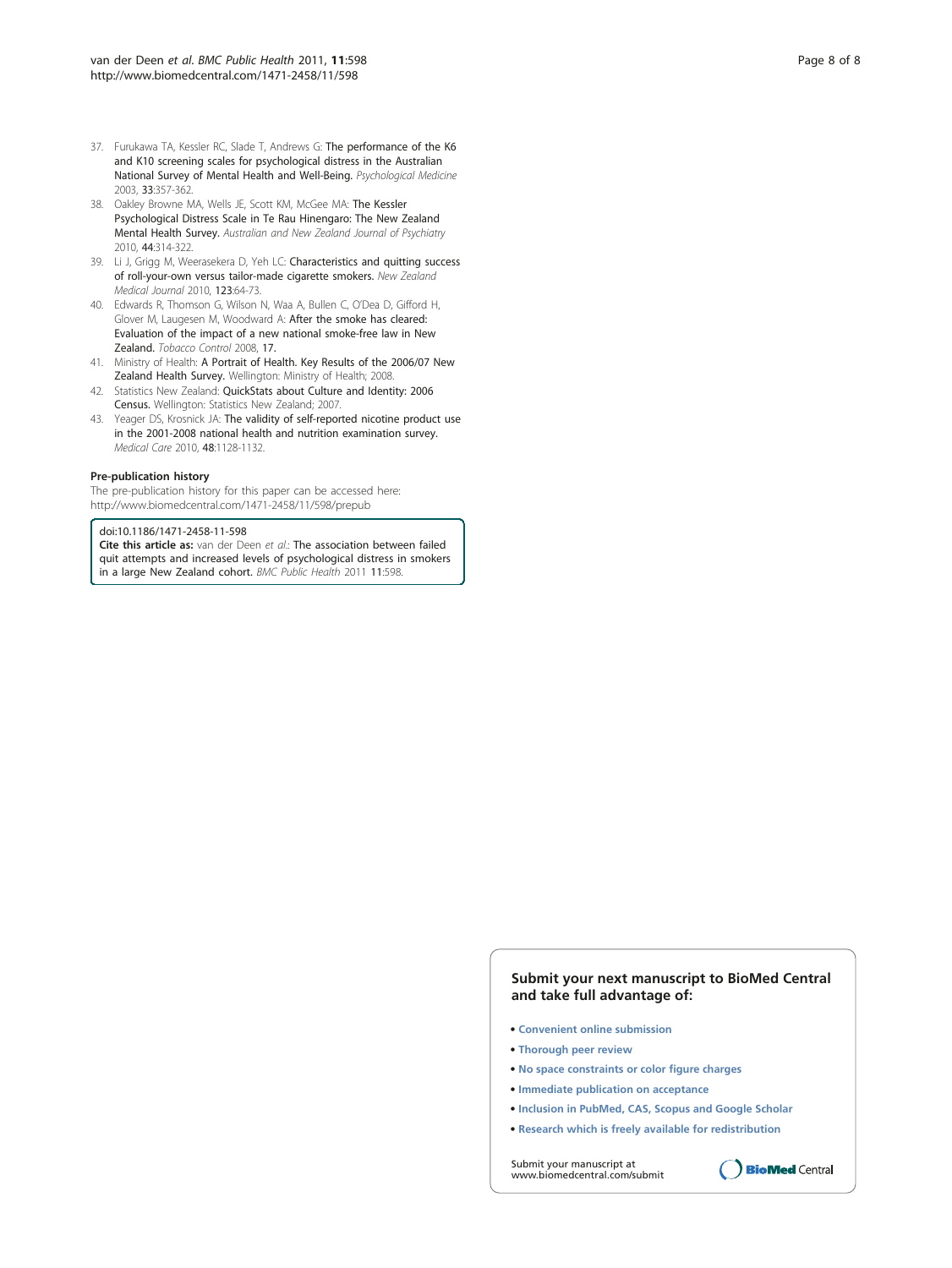37. Furukawa TA, Kessler RC, Slade T, Andrews G: The performance of the K6 and K10 screening scales for psychological distress in the Australian National Survey of Mental Health and Well-Being. *Psychological Medicine* 2003, **33**:357-362.
38. Oakley Browne MA, Wells JE, Scott KM, McGee MA: The Kessler Psychological Distress Scale in Te Rau Hinengaro: The New Zealand Mental Health Survey. *Australian and New Zealand Journal of Psychiatry* 2010, **44**:314-322.
39. Li J, Grigg M, Weerasekera D, Yeh LC: Characteristics and quitting success of roll-your-own versus tailor-made cigarette smokers. *New Zealand Medical Journal* 2010, **123**:64-73.
40. Edwards R, Thomson G, Wilson N, Waa A, Bullen C, O'Dea D, Gifford H, Glover M, Laugesen M, Woodward A: After the smoke has cleared: Evaluation of the impact of a new national smoke-free law in New Zealand. *Tobacco Control* 2008, **17**.
41. Ministry of Health: A Portrait of Health. Key Results of the 2006/07 New Zealand Health Survey. Wellington: Ministry of Health; 2008.
42. Statistics New Zealand: QuickStats about Culture and Identity: 2006 Census. Wellington: Statistics New Zealand; 2007.
43. Yeager DS, Krosnick JA: The validity of self-reported nicotine product use in the 2001-2008 national health and nutrition examination survey. *Medical Care* 2010, **48**:1128-1132.

#### Pre-publication history

The pre-publication history for this paper can be accessed here:
http://www.biomedcentral.com/1471-2458/11/598/prepub

doi:10.1186/1471-2458-11-598

**Cite this article as:** van der Deen *et al.*: The association between failed quit attempts and increased levels of psychological distress in smokers in a large New Zealand cohort. *BMC Public Health* 2011 **11**:598.

**Submit your next manuscript to BioMed Central and take full advantage of:**

- **Convenient online submission**
- **Thorough peer review**
- **No space constraints or color figure charges**
- **Immediate publication on acceptance**
- **Inclusion in PubMed, CAS, Scopus and Google Scholar**
- **Research which is freely available for redistribution**

Submit your manuscript at
www.biomedcentral.com/submit

BioMed Central